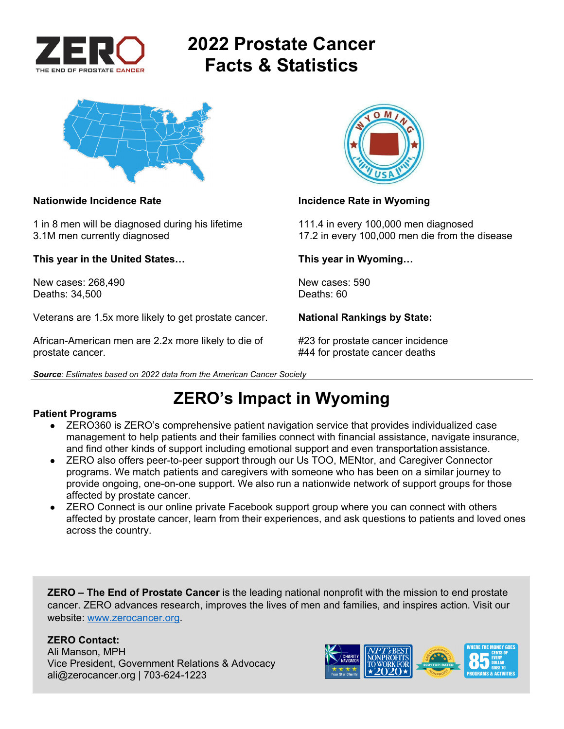# 2022 Prostate Cancer Facts & Statistics

**Nationwide Incidence Rate**

1 in 8 men will be diagnosed during his lifetime
3.1M men currently diagnosed

**This year in the United States…**

New cases: 268,490
Deaths: 34,500

Veterans are 1.5x more likely to get prostate cancer.

African-American men are 2.2x more likely to die of prostate cancer.

**Incidence Rate in Wyoming**

111.4 in every 100,000 men diagnosed
17.2 in every 100,000 men die from the disease

**This year in Wyoming…**

New cases: 590
Deaths: 60

**National Rankings by State:**

#23 for prostate cancer incidence
#44 for prostate cancer deaths

***Source**: Estimates based on 2022 data from the American Cancer Society*

## ZERO's Impact in Wyoming

**Patient Programs**

- ZERO360 is ZERO's comprehensive patient navigation service that provides individualized case management to help patients and their families connect with financial assistance, navigate insurance, and find other kinds of support including emotional support and even transportation assistance.
- ZERO also offers peer-to-peer support through our Us TOO, MENtor, and Caregiver Connector programs. We match patients and caregivers with someone who has been on a similar journey to provide ongoing, one-on-one support. We also run a nationwide network of support groups for those affected by prostate cancer.
- ZERO Connect is our online private Facebook support group where you can connect with others affected by prostate cancer, learn from their experiences, and ask questions to patients and loved ones across the country.

**ZERO – The End of Prostate Cancer** is the leading national nonprofit with the mission to end prostate cancer. ZERO advances research, improves the lives of men and families, and inspires action. Visit our website: www.zerocancer.org.

**ZERO Contact:**
Ali Manson, MPH
Vice President, Government Relations & Advocacy
ali@zerocancer.org | 703-624-1223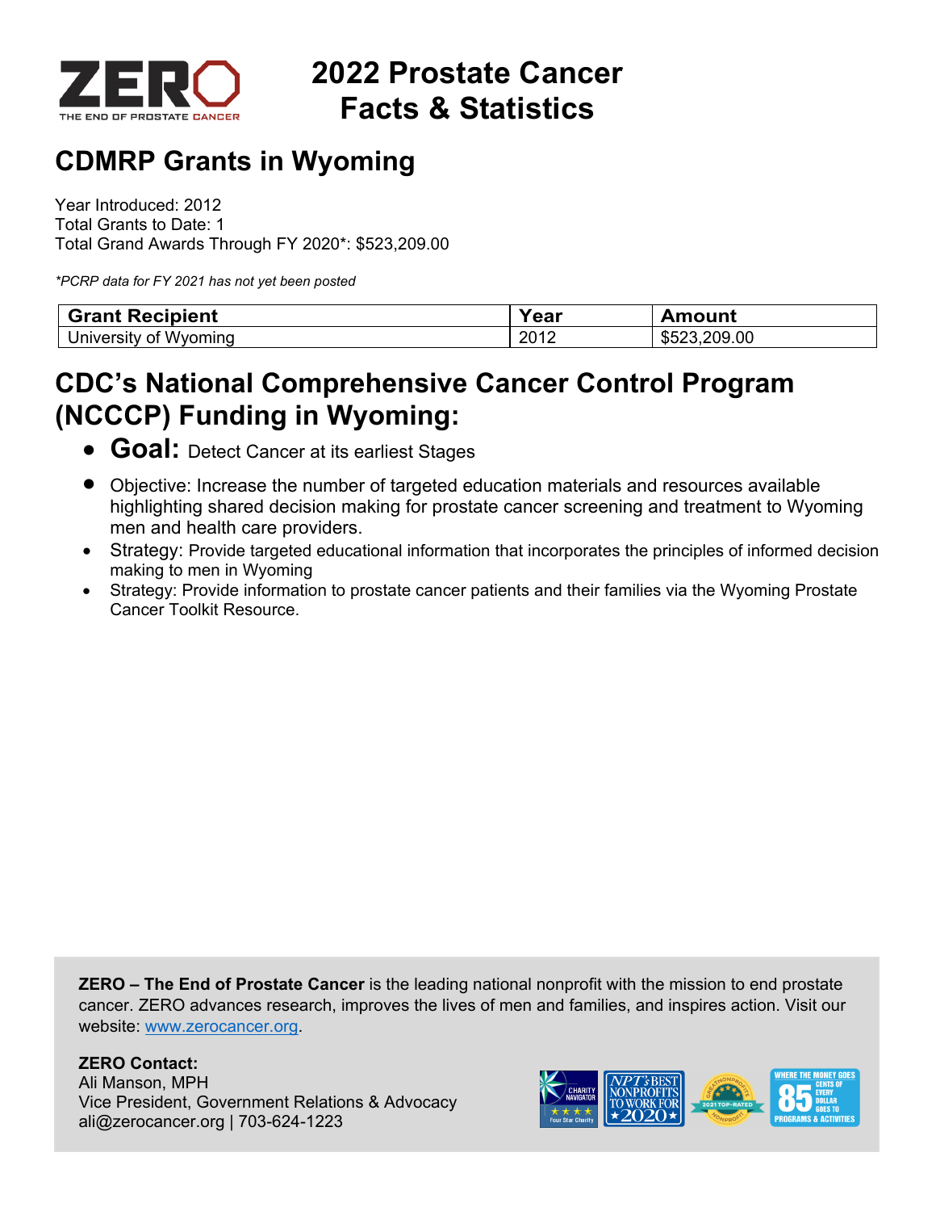# 2022 Prostate Cancer Facts & Statistics

## CDMRP Grants in Wyoming

Year Introduced: 2012
Total Grants to Date: 1
Total Grand Awards Through FY 2020*: $523,209.00

*\*PCRP data for FY 2021 has not yet been posted*

| Grant Recipient | Year | Amount |
|---|---|---|
| University of Wyoming | 2012 | $523,209.00 |

## CDC's National Comprehensive Cancer Control Program (NCCCP) Funding in Wyoming:

- **Goal:** Detect Cancer at its earliest Stages
- Objective: Increase the number of targeted education materials and resources available highlighting shared decision making for prostate cancer screening and treatment to Wyoming men and health care providers.
- Strategy: Provide targeted educational information that incorporates the principles of informed decision making to men in Wyoming
- Strategy: Provide information to prostate cancer patients and their families via the Wyoming Prostate Cancer Toolkit Resource.

**ZERO – The End of Prostate Cancer** is the leading national nonprofit with the mission to end prostate cancer. ZERO advances research, improves the lives of men and families, and inspires action. Visit our website: www.zerocancer.org.

**ZERO Contact:**
Ali Manson, MPH
Vice President, Government Relations & Advocacy
ali@zerocancer.org | 703-624-1223